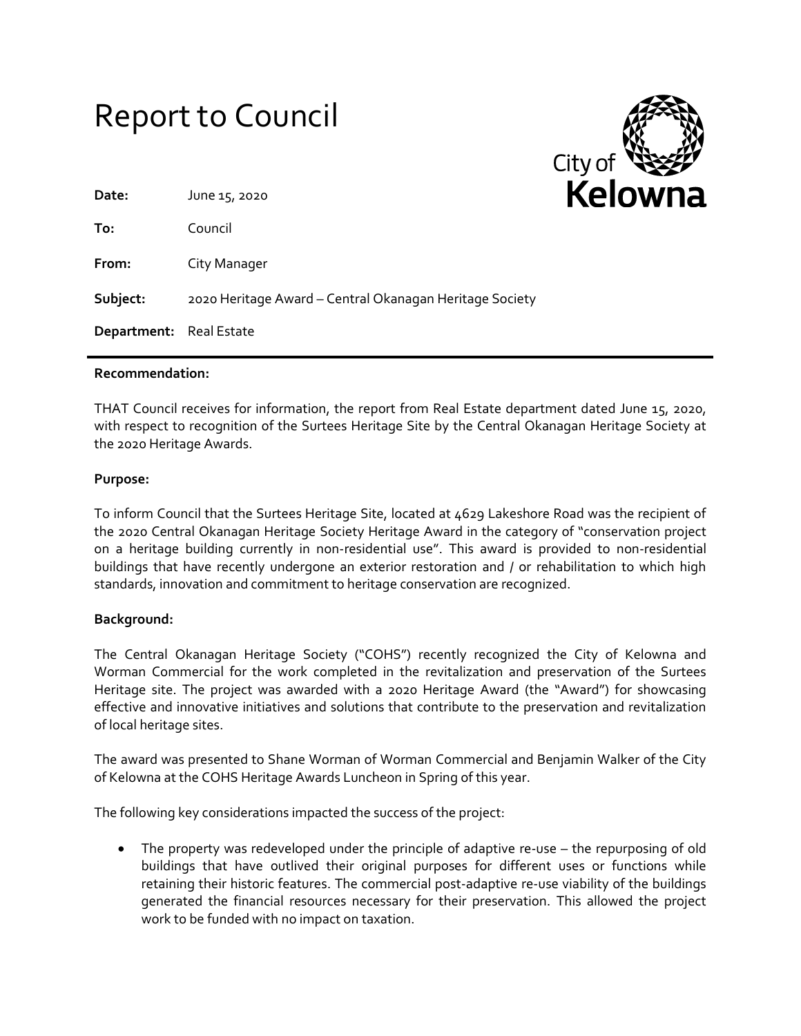# Report to Council

**Date:** June 15, 2020

**To:** Council

**From:** City Manager

**Subject:** 2020 Heritage Award – Central Okanagan Heritage Society

**Department:** Real Estate

---

**Recommendation:**

THAT Council receives for information, the report from Real Estate department dated June 15, 2020, with respect to recognition of the Surtees Heritage Site by the Central Okanagan Heritage Society at the 2020 Heritage Awards.

**Purpose:**

To inform Council that the Surtees Heritage Site, located at 4629 Lakeshore Road was the recipient of the 2020 Central Okanagan Heritage Society Heritage Award in the category of "conservation project on a heritage building currently in non-residential use". This award is provided to non-residential buildings that have recently undergone an exterior restoration and / or rehabilitation to which high standards, innovation and commitment to heritage conservation are recognized.

**Background:**

The Central Okanagan Heritage Society ("COHS") recently recognized the City of Kelowna and Worman Commercial for the work completed in the revitalization and preservation of the Surtees Heritage site. The project was awarded with a 2020 Heritage Award (the "Award") for showcasing effective and innovative initiatives and solutions that contribute to the preservation and revitalization of local heritage sites.

The award was presented to Shane Worman of Worman Commercial and Benjamin Walker of the City of Kelowna at the COHS Heritage Awards Luncheon in Spring of this year.

The following key considerations impacted the success of the project:

- The property was redeveloped under the principle of adaptive re-use – the repurposing of old buildings that have outlived their original purposes for different uses or functions while retaining their historic features. The commercial post-adaptive re-use viability of the buildings generated the financial resources necessary for their preservation. This allowed the project work to be funded with no impact on taxation.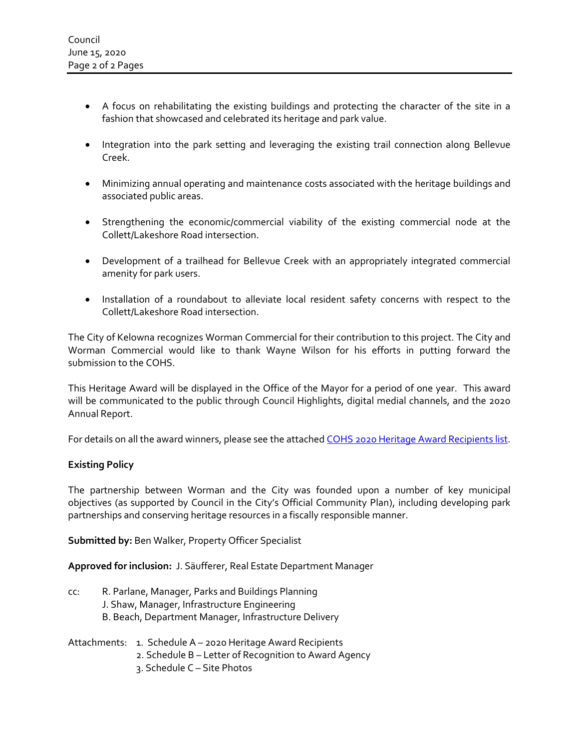- A focus on rehabilitating the existing buildings and protecting the character of the site in a fashion that showcased and celebrated its heritage and park value.

- Integration into the park setting and leveraging the existing trail connection along Bellevue Creek.

- Minimizing annual operating and maintenance costs associated with the heritage buildings and associated public areas.

- Strengthening the economic/commercial viability of the existing commercial node at the Collett/Lakeshore Road intersection.

- Development of a trailhead for Bellevue Creek with an appropriately integrated commercial amenity for park users.

- Installation of a roundabout to alleviate local resident safety concerns with respect to the Collett/Lakeshore Road intersection.

The City of Kelowna recognizes Worman Commercial for their contribution to this project. The City and Worman Commercial would like to thank Wayne Wilson for his efforts in putting forward the submission to the COHS.

This Heritage Award will be displayed in the Office of the Mayor for a period of one year. This award will be communicated to the public through Council Highlights, digital medial channels, and the 2020 Annual Report.

For details on all the award winners, please see the attached COHS 2020 Heritage Award Recipients list.

**Existing Policy**

The partnership between Worman and the City was founded upon a number of key municipal objectives (as supported by Council in the City's Official Community Plan), including developing park partnerships and conserving heritage resources in a fiscally responsible manner.

**Submitted by:** Ben Walker, Property Officer Specialist

**Approved for inclusion:** J. Säufferer, Real Estate Department Manager

cc: R. Parlane, Manager, Parks and Buildings Planning
J. Shaw, Manager, Infrastructure Engineering
B. Beach, Department Manager, Infrastructure Delivery

Attachments:
1. Schedule A – 2020 Heritage Award Recipients
2. Schedule B – Letter of Recognition to Award Agency
3. Schedule C – Site Photos